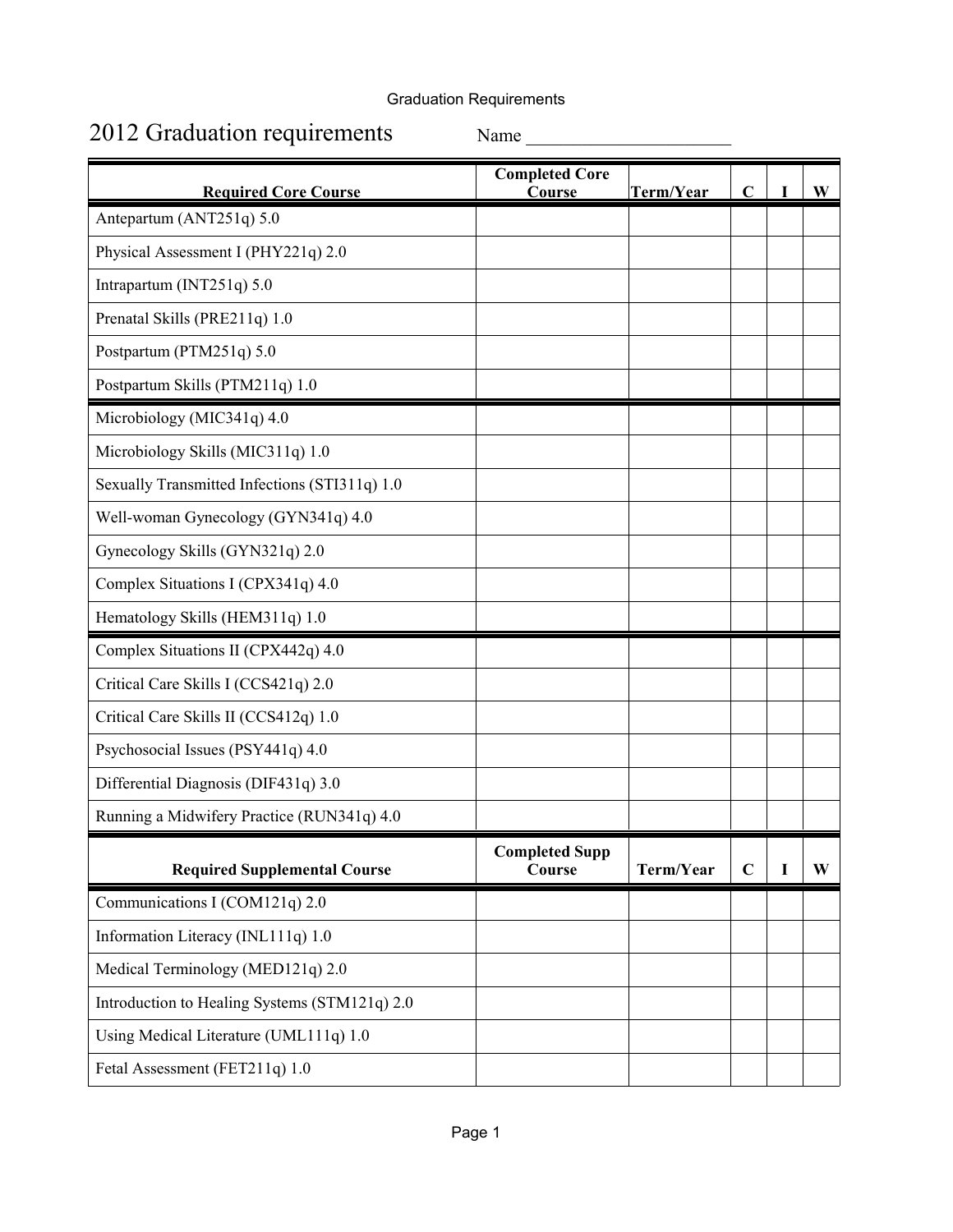# 2012 Graduation requirements

Name ______________________

| Required Core Course | Completed Core Course | Term/Year | C | I | W |
|---|---|---|---|---|---|
| Antepartum (ANT251q) 5.0 | | | | | |
| Physical Assessment I (PHY221q) 2.0 | | | | | |
| Intrapartum (INT251q) 5.0 | | | | | |
| Prenatal Skills (PRE211q) 1.0 | | | | | |
| Postpartum (PTM251q) 5.0 | | | | | |
| Postpartum Skills (PTM211q) 1.0 | | | | | |
| Microbiology (MIC341q) 4.0 | | | | | |
| Microbiology Skills (MIC311q) 1.0 | | | | | |
| Sexually Transmitted Infections (STI311q) 1.0 | | | | | |
| Well-woman Gynecology (GYN341q) 4.0 | | | | | |
| Gynecology Skills (GYN321q) 2.0 | | | | | |
| Complex Situations I (CPX341q) 4.0 | | | | | |
| Hematology Skills (HEM311q) 1.0 | | | | | |
| Complex Situations II (CPX442q) 4.0 | | | | | |
| Critical Care Skills I (CCS421q) 2.0 | | | | | |
| Critical Care Skills II (CCS412q) 1.0 | | | | | |
| Psychosocial Issues (PSY441q) 4.0 | | | | | |
| Differential Diagnosis (DIF431q) 3.0 | | | | | |
| Running a Midwifery Practice (RUN341q) 4.0 | | | | | |

| Required Supplemental Course | Completed Supp Course | Term/Year | C | I | W |
|---|---|---|---|---|---|
| Communications I (COM121q) 2.0 | | | | | |
| Information Literacy (INL111q) 1.0 | | | | | |
| Medical Terminology (MED121q) 2.0 | | | | | |
| Introduction to Healing Systems (STM121q) 2.0 | | | | | |
| Using Medical Literature (UML111q) 1.0 | | | | | |
| Fetal Assessment (FET211q) 1.0 | | | | | |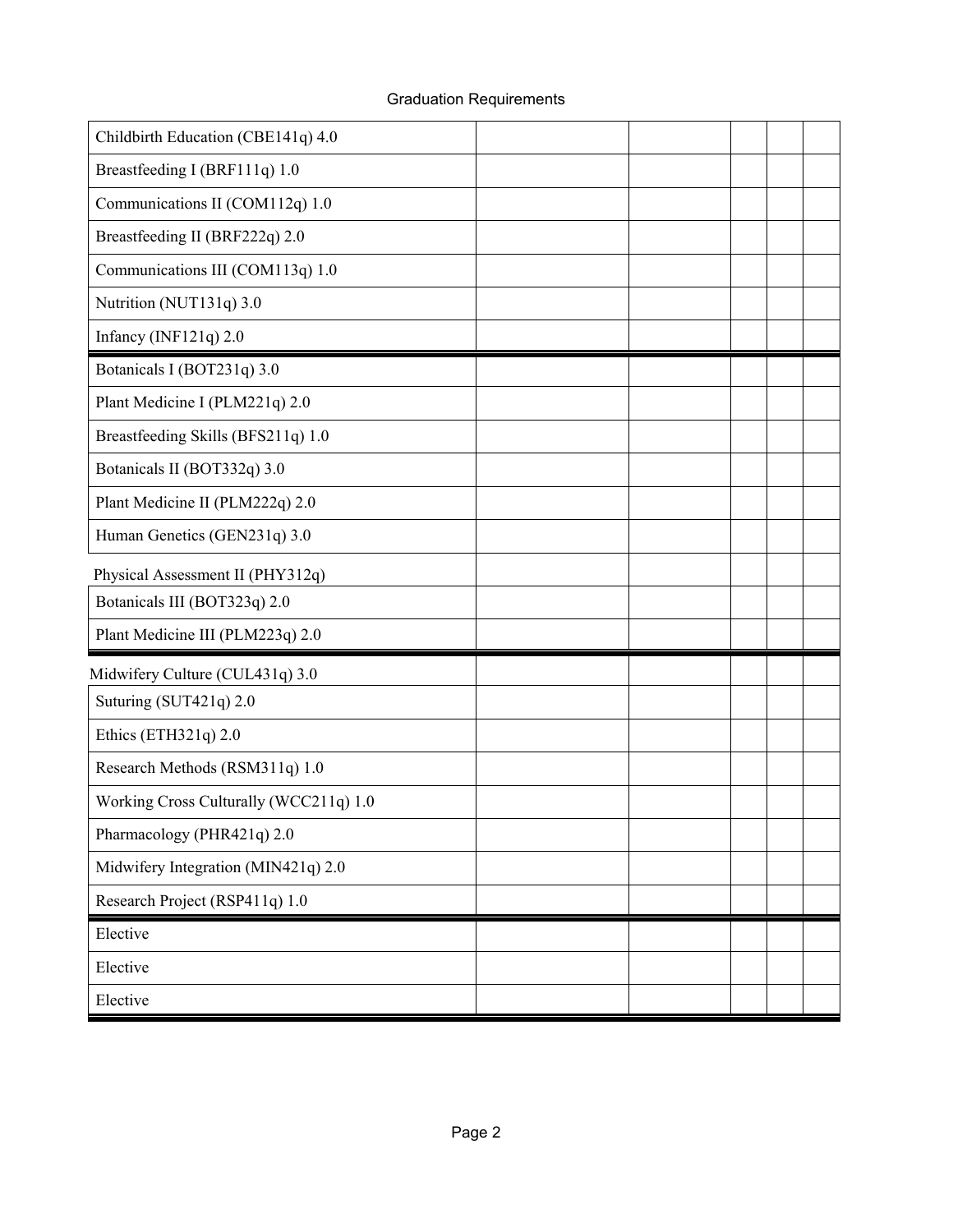Graduation Requirements

| | | | | | |
|---|---|---|---|---|---|
| Childbirth Education (CBE141q) 4.0 | | | | | |
| Breastfeeding I (BRF111q) 1.0 | | | | | |
| Communications II (COM112q) 1.0 | | | | | |
| Breastfeeding II (BRF222q) 2.0 | | | | | |
| Communications III (COM113q) 1.0 | | | | | |
| Nutrition (NUT131q) 3.0 | | | | | |
| Infancy (INF121q) 2.0 | | | | | |
| Botanicals I (BOT231q) 3.0 | | | | | |
| Plant Medicine I (PLM221q) 2.0 | | | | | |
| Breastfeeding Skills (BFS211q) 1.0 | | | | | |
| Botanicals II (BOT332q) 3.0 | | | | | |
| Plant Medicine II (PLM222q) 2.0 | | | | | |
| Human Genetics (GEN231q) 3.0 | | | | | |
| Physical Assessment II (PHY312q) | | | | | |
| Botanicals III (BOT323q) 2.0 | | | | | |
| Plant Medicine III (PLM223q) 2.0 | | | | | |
| Midwifery Culture (CUL431q) 3.0 | | | | | |
| Suturing (SUT421q) 2.0 | | | | | |
| Ethics (ETH321q) 2.0 | | | | | |
| Research Methods (RSM311q) 1.0 | | | | | |
| Working Cross Culturally (WCC211q) 1.0 | | | | | |
| Pharmacology (PHR421q) 2.0 | | | | | |
| Midwifery Integration (MIN421q) 2.0 | | | | | |
| Research Project (RSP411q) 1.0 | | | | | |
| Elective | | | | | |
| Elective | | | | | |
| Elective | | | | | |